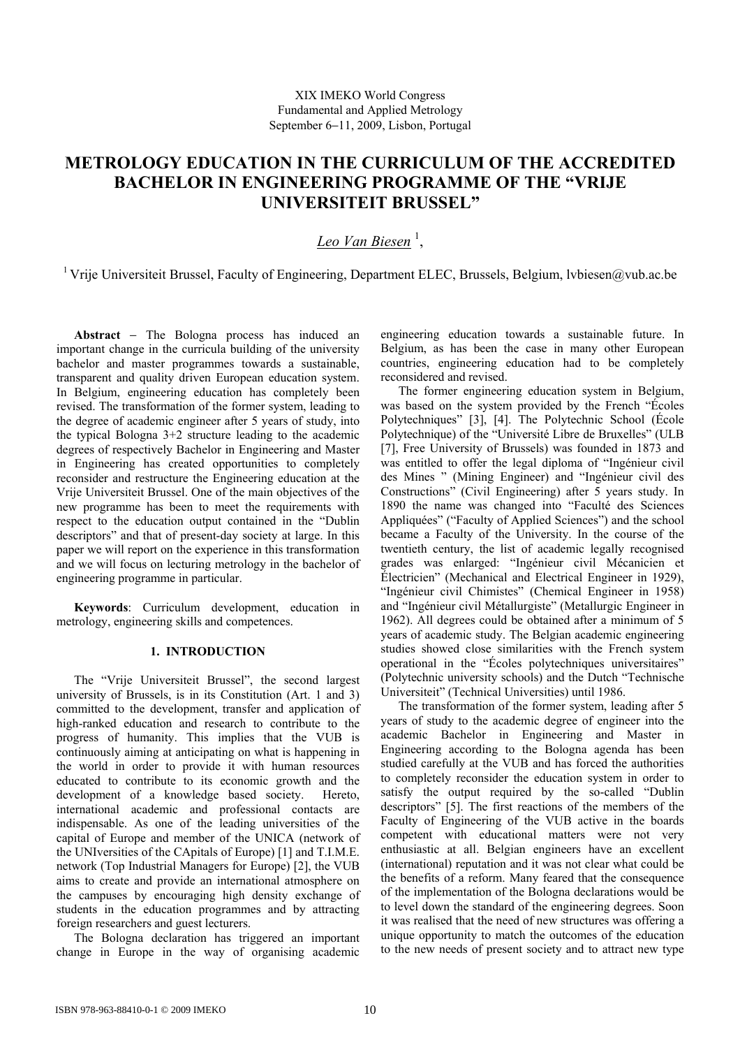XIX IMEKO World Congress
Fundamental and Applied Metrology
September 6−11, 2009, Lisbon, Portugal

# METROLOGY EDUCATION IN THE CURRICULUM OF THE ACCREDITED BACHELOR IN ENGINEERING PROGRAMME OF THE "VRIJE UNIVERSITEIT BRUSSEL"

*Leo Van Biesen* [1],

[1] Vrije Universiteit Brussel, Faculty of Engineering, Department ELEC, Brussels, Belgium, lvbiesen@vub.ac.be

**Abstract** − The Bologna process has induced an important change in the curricula building of the university bachelor and master programmes towards a sustainable, transparent and quality driven European education system. In Belgium, engineering education has completely been revised. The transformation of the former system, leading to the degree of academic engineer after 5 years of study, into the typical Bologna 3+2 structure leading to the academic degrees of respectively Bachelor in Engineering and Master in Engineering has created opportunities to completely reconsider and restructure the Engineering education at the Vrije Universiteit Brussel. One of the main objectives of the new programme has been to meet the requirements with respect to the education output contained in the "Dublin descriptors" and that of present-day society at large. In this paper we will report on the experience in this transformation and we will focus on lecturing metrology in the bachelor of engineering programme in particular.

**Keywords**: Curriculum development, education in metrology, engineering skills and competences.

## 1. INTRODUCTION

The "Vrije Universiteit Brussel", the second largest university of Brussels, is in its Constitution (Art. 1 and 3) committed to the development, transfer and application of high-ranked education and research to contribute to the progress of humanity. This implies that the VUB is continuously aiming at anticipating on what is happening in the world in order to provide it with human resources educated to contribute to its economic growth and the development of a knowledge based society. Hereto, international academic and professional contacts are indispensable. As one of the leading universities of the capital of Europe and member of the UNICA (network of the UNIversities of the CApitals of Europe) [1] and T.I.M.E. network (Top Industrial Managers for Europe) [2], the VUB aims to create and provide an international atmosphere on the campuses by encouraging high density exchange of students in the education programmes and by attracting foreign researchers and guest lecturers.

The Bologna declaration has triggered an important change in Europe in the way of organising academic engineering education towards a sustainable future. In Belgium, as has been the case in many other European countries, engineering education had to be completely reconsidered and revised.

The former engineering education system in Belgium, was based on the system provided by the French "Écoles Polytechniques" [3], [4]. The Polytechnic School (École Polytechnique) of the "Université Libre de Bruxelles" (ULB [7], Free University of Brussels) was founded in 1873 and was entitled to offer the legal diploma of "Ingénieur civil des Mines " (Mining Engineer) and "Ingénieur civil des Constructions" (Civil Engineering) after 5 years study. In 1890 the name was changed into "Faculté des Sciences Appliquées" ("Faculty of Applied Sciences") and the school became a Faculty of the University. In the course of the twentieth century, the list of academic legally recognised grades was enlarged: "Ingénieur civil Mécanicien et Électricien" (Mechanical and Electrical Engineer in 1929), "Ingénieur civil Chimistes" (Chemical Engineer in 1958) and "Ingénieur civil Métallurgiste" (Metallurgic Engineer in 1962). All degrees could be obtained after a minimum of 5 years of academic study. The Belgian academic engineering studies showed close similarities with the French system operational in the "Écoles polytechniques universitaires" (Polytechnic university schools) and the Dutch "Technische Universiteit" (Technical Universities) until 1986.

The transformation of the former system, leading after 5 years of study to the academic degree of engineer into the academic Bachelor in Engineering and Master in Engineering according to the Bologna agenda has been studied carefully at the VUB and has forced the authorities to completely reconsider the education system in order to satisfy the output required by the so-called "Dublin descriptors" [5]. The first reactions of the members of the Faculty of Engineering of the VUB active in the boards competent with educational matters were not very enthusiastic at all. Belgian engineers have an excellent (international) reputation and it was not clear what could be the benefits of a reform. Many feared that the consequence of the implementation of the Bologna declarations would be to level down the standard of the engineering degrees. Soon it was realised that the need of new structures was offering a unique opportunity to match the outcomes of the education to the new needs of present society and to attract new type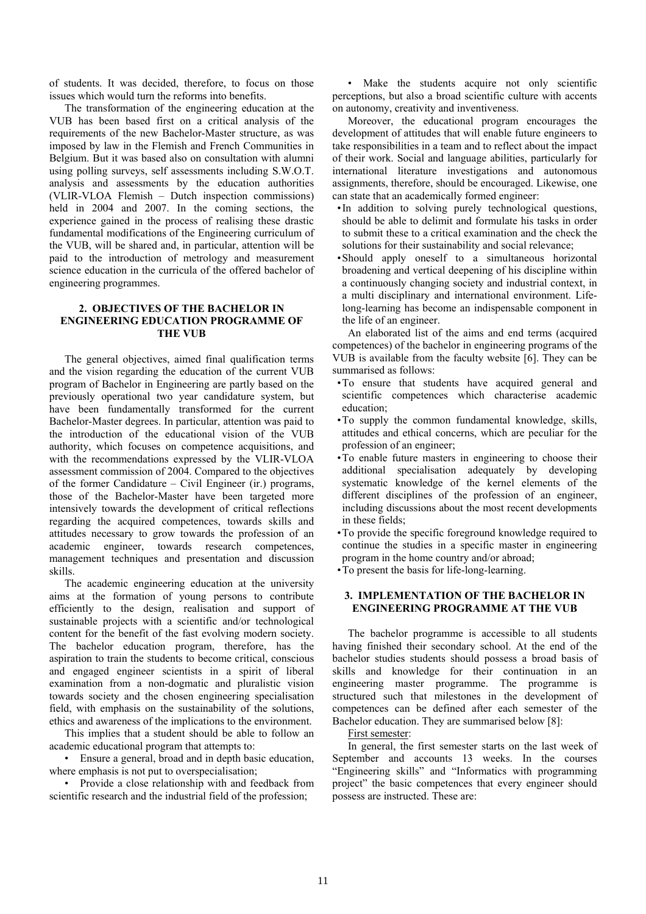of students. It was decided, therefore, to focus on those issues which would turn the reforms into benefits.

The transformation of the engineering education at the VUB has been based first on a critical analysis of the requirements of the new Bachelor-Master structure, as was imposed by law in the Flemish and French Communities in Belgium. But it was based also on consultation with alumni using polling surveys, self assessments including S.W.O.T. analysis and assessments by the education authorities (VLIR-VLOA Flemish – Dutch inspection commissions) held in 2004 and 2007. In the coming sections, the experience gained in the process of realising these drastic fundamental modifications of the Engineering curriculum of the VUB, will be shared and, in particular, attention will be paid to the introduction of metrology and measurement science education in the curricula of the offered bachelor of engineering programmes.

## 2. OBJECTIVES OF THE BACHELOR IN ENGINEERING EDUCATION PROGRAMME OF THE VUB

The general objectives, aimed final qualification terms and the vision regarding the education of the current VUB program of Bachelor in Engineering are partly based on the previously operational two year candidature system, but have been fundamentally transformed for the current Bachelor-Master degrees. In particular, attention was paid to the introduction of the educational vision of the VUB authority, which focuses on competence acquisitions, and with the recommendations expressed by the VLIR-VLOA assessment commission of 2004. Compared to the objectives of the former Candidature – Civil Engineer (ir.) programs, those of the Bachelor-Master have been targeted more intensively towards the development of critical reflections regarding the acquired competences, towards skills and attitudes necessary to grow towards the profession of an academic engineer, towards research competences, management techniques and presentation and discussion skills.

The academic engineering education at the university aims at the formation of young persons to contribute efficiently to the design, realisation and support of sustainable projects with a scientific and/or technological content for the benefit of the fast evolving modern society. The bachelor education program, therefore, has the aspiration to train the students to become critical, conscious and engaged engineer scientists in a spirit of liberal examination from a non-dogmatic and pluralistic vision towards society and the chosen engineering specialisation field, with emphasis on the sustainability of the solutions, ethics and awareness of the implications to the environment.

This implies that a student should be able to follow an academic educational program that attempts to:

- Ensure a general, broad and in depth basic education, where emphasis is not put to overspecialisation;
- Provide a close relationship with and feedback from scientific research and the industrial field of the profession;
- Make the students acquire not only scientific perceptions, but also a broad scientific culture with accents on autonomy, creativity and inventiveness.

Moreover, the educational program encourages the development of attitudes that will enable future engineers to take responsibilities in a team and to reflect about the impact of their work. Social and language abilities, particularly for international literature investigations and autonomous assignments, therefore, should be encouraged. Likewise, one can state that an academically formed engineer:

- In addition to solving purely technological questions, should be able to delimit and formulate his tasks in order to submit these to a critical examination and the check the solutions for their sustainability and social relevance;
- Should apply oneself to a simultaneous horizontal broadening and vertical deepening of his discipline within a continuously changing society and industrial context, in a multi disciplinary and international environment. Life-long-learning has become an indispensable component in the life of an engineer.

An elaborated list of the aims and end terms (acquired competences) of the bachelor in engineering programs of the VUB is available from the faculty website [6]. They can be summarised as follows:

- To ensure that students have acquired general and scientific competences which characterise academic education;
- To supply the common fundamental knowledge, skills, attitudes and ethical concerns, which are peculiar for the profession of an engineer;
- To enable future masters in engineering to choose their additional specialisation adequately by developing systematic knowledge of the kernel elements of the different disciplines of the profession of an engineer, including discussions about the most recent developments in these fields;
- To provide the specific foreground knowledge required to continue the studies in a specific master in engineering program in the home country and/or abroad;
- To present the basis for life-long-learning.

## 3. IMPLEMENTATION OF THE BACHELOR IN ENGINEERING PROGRAMME AT THE VUB

The bachelor programme is accessible to all students having finished their secondary school. At the end of the bachelor studies students should possess a broad basis of skills and knowledge for their continuation in an engineering master programme. The programme is structured such that milestones in the development of competences can be defined after each semester of the Bachelor education. They are summarised below [8]:

First semester:

In general, the first semester starts on the last week of September and accounts 13 weeks. In the courses "Engineering skills" and "Informatics with programming project" the basic competences that every engineer should possess are instructed. These are: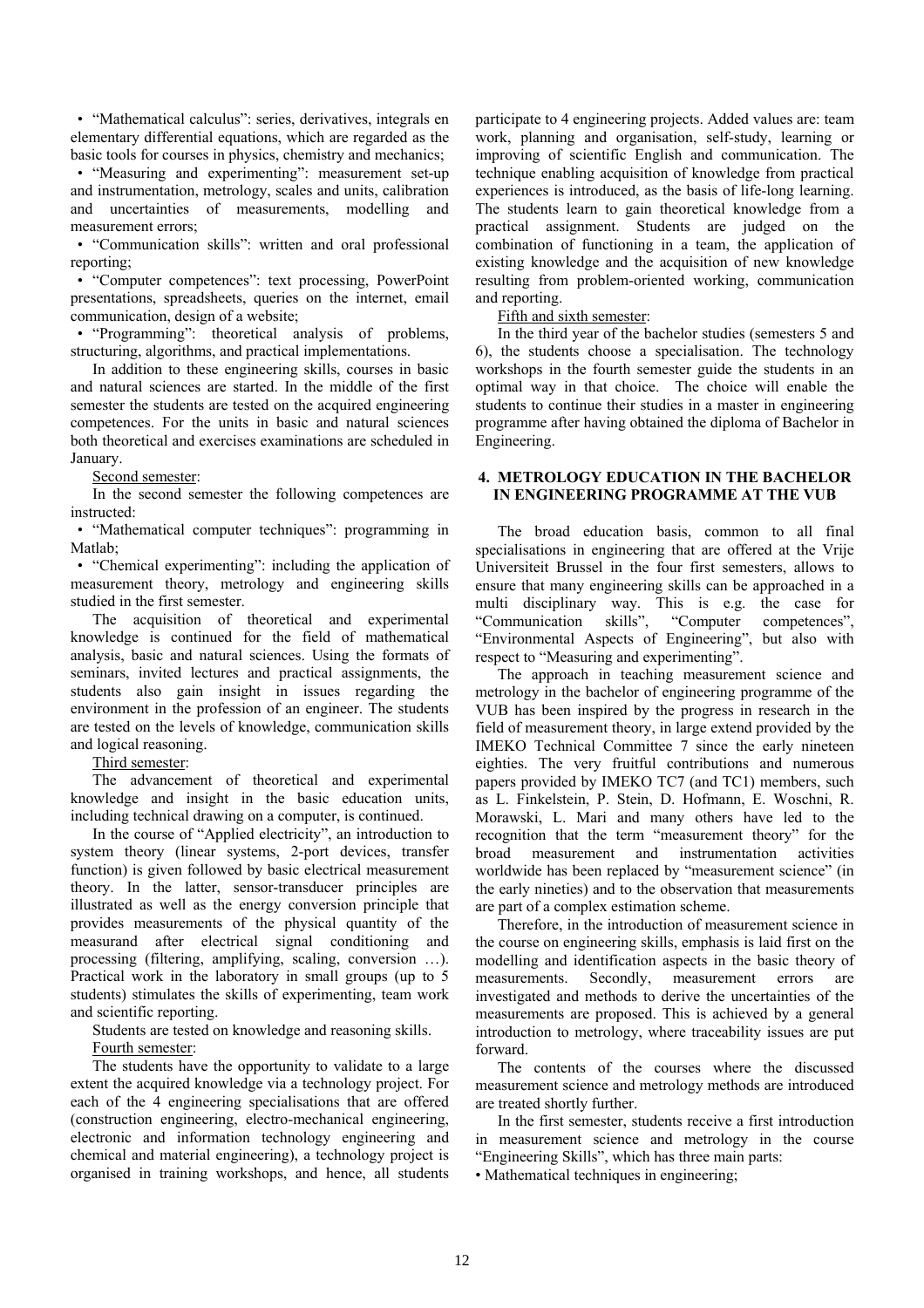- "Mathematical calculus": series, derivatives, integrals en elementary differential equations, which are regarded as the basic tools for courses in physics, chemistry and mechanics;
- "Measuring and experimenting": measurement set-up and instrumentation, metrology, scales and units, calibration and uncertainties of measurements, modelling and measurement errors;
- "Communication skills": written and oral professional reporting;
- "Computer competences": text processing, PowerPoint presentations, spreadsheets, queries on the internet, email communication, design of a website;
- "Programming": theoretical analysis of problems, structuring, algorithms, and practical implementations.

In addition to these engineering skills, courses in basic and natural sciences are started. In the middle of the first semester the students are tested on the acquired engineering competences. For the units in basic and natural sciences both theoretical and exercises examinations are scheduled in January.

Second semester:

In the second semester the following competences are instructed:

- "Mathematical computer techniques": programming in Matlab;
- "Chemical experimenting": including the application of measurement theory, metrology and engineering skills studied in the first semester.

The acquisition of theoretical and experimental knowledge is continued for the field of mathematical analysis, basic and natural sciences. Using the formats of seminars, invited lectures and practical assignments, the students also gain insight in issues regarding the environment in the profession of an engineer. The students are tested on the levels of knowledge, communication skills and logical reasoning.

Third semester:

The advancement of theoretical and experimental knowledge and insight in the basic education units, including technical drawing on a computer, is continued.

In the course of "Applied electricity", an introduction to system theory (linear systems, 2-port devices, transfer function) is given followed by basic electrical measurement theory. In the latter, sensor-transducer principles are illustrated as well as the energy conversion principle that provides measurements of the physical quantity of the measurand after electrical signal conditioning and processing (filtering, amplifying, scaling, conversion …). Practical work in the laboratory in small groups (up to 5 students) stimulates the skills of experimenting, team work and scientific reporting.

Students are tested on knowledge and reasoning skills.

Fourth semester:

The students have the opportunity to validate to a large extent the acquired knowledge via a technology project. For each of the 4 engineering specialisations that are offered (construction engineering, electro-mechanical engineering, electronic and information technology engineering and chemical and material engineering), a technology project is organised in training workshops, and hence, all students participate to 4 engineering projects. Added values are: team work, planning and organisation, self-study, learning or improving of scientific English and communication. The technique enabling acquisition of knowledge from practical experiences is introduced, as the basis of life-long learning. The students learn to gain theoretical knowledge from a practical assignment. Students are judged on the combination of functioning in a team, the application of existing knowledge and the acquisition of new knowledge resulting from problem-oriented working, communication and reporting.

Fifth and sixth semester:

In the third year of the bachelor studies (semesters 5 and 6), the students choose a specialisation. The technology workshops in the fourth semester guide the students in an optimal way in that choice. The choice will enable the students to continue their studies in a master in engineering programme after having obtained the diploma of Bachelor in Engineering.

## 4. METROLOGY EDUCATION IN THE BACHELOR IN ENGINEERING PROGRAMME AT THE VUB

The broad education basis, common to all final specialisations in engineering that are offered at the Vrije Universiteit Brussel in the four first semesters, allows to ensure that many engineering skills can be approached in a multi disciplinary way. This is e.g. the case for "Communication skills", "Computer competences", "Environmental Aspects of Engineering", but also with respect to "Measuring and experimenting".

The approach in teaching measurement science and metrology in the bachelor of engineering programme of the VUB has been inspired by the progress in research in the field of measurement theory, in large extend provided by the IMEKO Technical Committee 7 since the early nineteen eighties. The very fruitful contributions and numerous papers provided by IMEKO TC7 (and TC1) members, such as L. Finkelstein, P. Stein, D. Hofmann, E. Woschni, R. Morawski, L. Mari and many others have led to the recognition that the term "measurement theory" for the broad measurement and instrumentation activities worldwide has been replaced by "measurement science" (in the early nineties) and to the observation that measurements are part of a complex estimation scheme.

Therefore, in the introduction of measurement science in the course on engineering skills, emphasis is laid first on the modelling and identification aspects in the basic theory of measurements. Secondly, measurement errors are investigated and methods to derive the uncertainties of the measurements are proposed. This is achieved by a general introduction to metrology, where traceability issues are put forward.

The contents of the courses where the discussed measurement science and metrology methods are introduced are treated shortly further.

In the first semester, students receive a first introduction in measurement science and metrology in the course "Engineering Skills", which has three main parts:

- Mathematical techniques in engineering;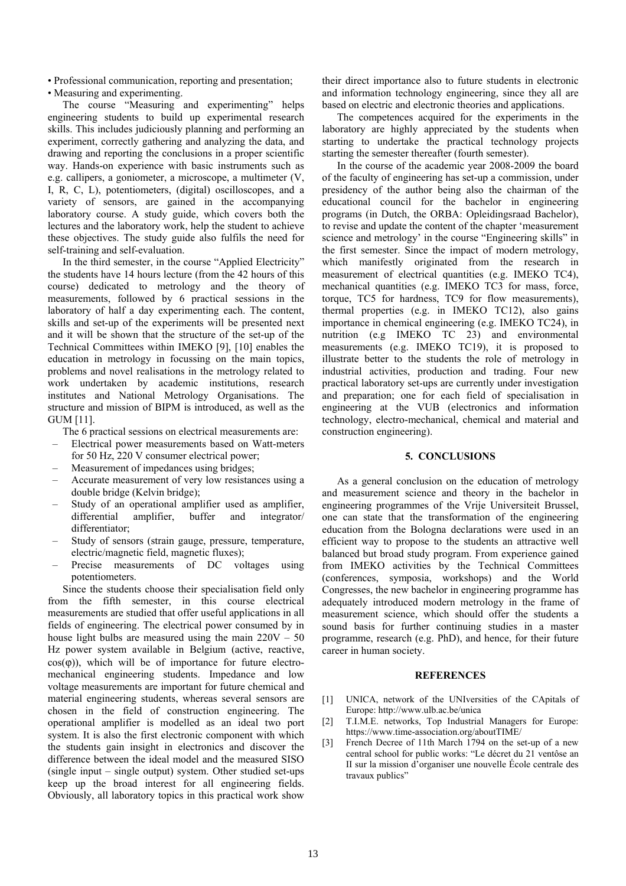• Professional communication, reporting and presentation;
• Measuring and experimenting.

The course "Measuring and experimenting" helps engineering students to build up experimental research skills. This includes judiciously planning and performing an experiment, correctly gathering and analyzing the data, and drawing and reporting the conclusions in a proper scientific way. Hands-on experience with basic instruments such as e.g. callipers, a goniometer, a microscope, a multimeter (V, I, R, C, L), potentiometers, (digital) oscilloscopes, and a variety of sensors, are gained in the accompanying laboratory course. A study guide, which covers both the lectures and the laboratory work, help the student to achieve these objectives. The study guide also fulfils the need for self-training and self-evaluation.

In the third semester, in the course "Applied Electricity" the students have 14 hours lecture (from the 42 hours of this course) dedicated to metrology and the theory of measurements, followed by 6 practical sessions in the laboratory of half a day experimenting each. The content, skills and set-up of the experiments will be presented next and it will be shown that the structure of the set-up of the Technical Committees within IMEKO [9], [10] enables the education in metrology in focussing on the main topics, problems and novel realisations in the metrology related to work undertaken by academic institutions, research institutes and National Metrology Organisations. The structure and mission of BIPM is introduced, as well as the GUM [11].

The 6 practical sessions on electrical measurements are:

– Electrical power measurements based on Watt-meters for 50 Hz, 220 V consumer electrical power;
– Measurement of impedances using bridges;
– Accurate measurement of very low resistances using a double bridge (Kelvin bridge);
– Study of an operational amplifier used as amplifier, differential amplifier, buffer and integrator/ differentiator;
– Study of sensors (strain gauge, pressure, temperature, electric/magnetic field, magnetic fluxes);
– Precise measurements of DC voltages using potentiometers.

Since the students choose their specialisation field only from the fifth semester, in this course electrical measurements are studied that offer useful applications in all fields of engineering. The electrical power consumed by in house light bulbs are measured using the main 220V – 50 Hz power system available in Belgium (active, reactive, $\cos(\varphi)$), which will be of importance for future electro-mechanical engineering students. Impedance and low voltage measurements are important for future chemical and material engineering students, whereas several sensors are chosen in the field of construction engineering. The operational amplifier is modelled as an ideal two port system. It is also the first electronic component with which the students gain insight in electronics and discover the difference between the ideal model and the measured SISO (single input – single output) system. Other studied set-ups keep up the broad interest for all engineering fields. Obviously, all laboratory topics in this practical work show their direct importance also to future students in electronic and information technology engineering, since they all are based on electric and electronic theories and applications.

The competences acquired for the experiments in the laboratory are highly appreciated by the students when starting to undertake the practical technology projects starting the semester thereafter (fourth semester).

In the course of the academic year 2008-2009 the board of the faculty of engineering has set-up a commission, under presidency of the author being also the chairman of the educational council for the bachelor in engineering programs (in Dutch, the ORBA: Opleidingsraad Bachelor), to revise and update the content of the chapter 'measurement science and metrology' in the course "Engineering skills" in the first semester. Since the impact of modern metrology, which manifestly originated from the research in measurement of electrical quantities (e.g. IMEKO TC4), mechanical quantities (e.g. IMEKO TC3 for mass, force, torque, TC5 for hardness, TC9 for flow measurements), thermal properties (e.g. in IMEKO TC12), also gains importance in chemical engineering (e.g. IMEKO TC24), in nutrition (e.g IMEKO TC 23) and environmental measurements (e.g. IMEKO TC19), it is proposed to illustrate better to the students the role of metrology in industrial activities, production and trading. Four new practical laboratory set-ups are currently under investigation and preparation; one for each field of specialisation in engineering at the VUB (electronics and information technology, electro-mechanical, chemical and material and construction engineering).

## 5. CONCLUSIONS

As a general conclusion on the education of metrology and measurement science and theory in the bachelor in engineering programmes of the Vrije Universiteit Brussel, one can state that the transformation of the engineering education from the Bologna declarations were used in an efficient way to propose to the students an attractive well balanced but broad study program. From experience gained from IMEKO activities by the Technical Committees (conferences, symposia, workshops) and the World Congresses, the new bachelor in engineering programme has adequately introduced modern metrology in the frame of measurement science, which should offer the students a sound basis for further continuing studies in a master programme, research (e.g. PhD), and hence, for their future career in human society.

## REFERENCES

[1] UNICA, network of the UNIversities of the CApitals of Europe: http://www.ulb.ac.be/unica

[2] T.I.M.E. networks, Top Industrial Managers for Europe: https://www.time-association.org/aboutTIME/

[3] French Decree of 11th March 1794 on the set-up of a new central school for public works: "Le décret du 21 ventôse an II sur la mission d'organiser une nouvelle École centrale des travaux publics"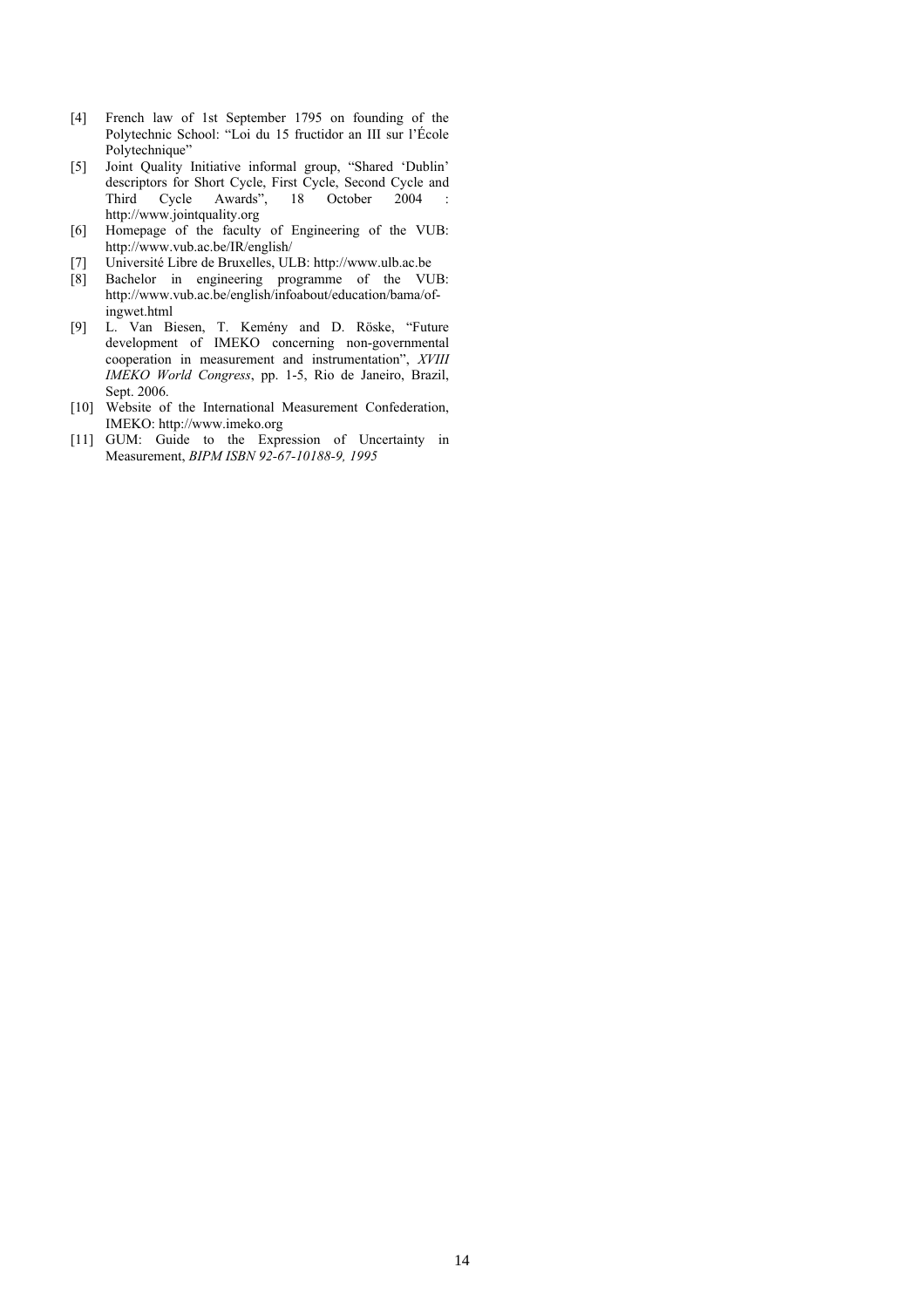[4] French law of 1st September 1795 on founding of the Polytechnic School: "Loi du 15 fructidor an III sur l'École Polytechnique"

[5] Joint Quality Initiative informal group, "Shared 'Dublin' descriptors for Short Cycle, First Cycle, Second Cycle and Third Cycle Awards", 18 October 2004 : http://www.jointquality.org

[6] Homepage of the faculty of Engineering of the VUB: http://www.vub.ac.be/IR/english/

[7] Université Libre de Bruxelles, ULB: http://www.ulb.ac.be

[8] Bachelor in engineering programme of the VUB: http://www.vub.ac.be/english/infoabout/education/bama/of-ingwet.html

[9] L. Van Biesen, T. Kemény and D. Röske, "Future development of IMEKO concerning non-governmental cooperation in measurement and instrumentation", *XVIII IMEKO World Congress*, pp. 1-5, Rio de Janeiro, Brazil, Sept. 2006.

[10] Website of the International Measurement Confederation, IMEKO: http://www.imeko.org

[11] GUM: Guide to the Expression of Uncertainty in Measurement, *BIPM ISBN 92-67-10188-9, 1995*